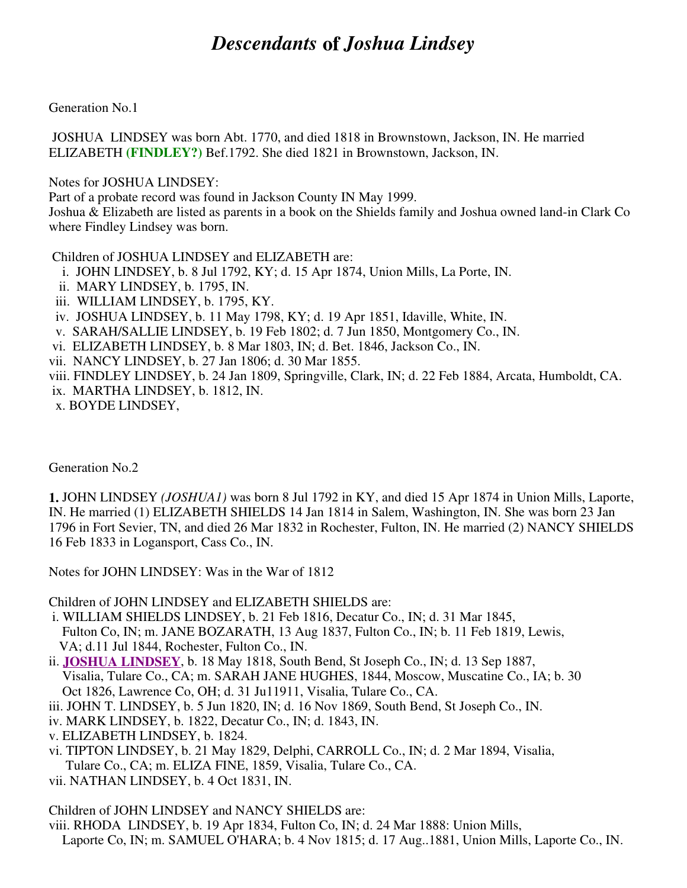# *Descendants* of *Joshua Lindsey*

Generation No.1

JOSHUA LINDSEY was born Abt. 1770, and died 1818 in Brownstown, Jackson, IN. He married ELIZABETH **(FINDLEY?)** Bef.1792. She died 1821 in Brownstown, Jackson, IN.

Notes for JOSHUA LINDSEY:
Part of a probate record was found in Jackson County IN May 1999.
Joshua & Elizabeth are listed as parents in a book on the Shields family and Joshua owned land-in Clark Co where Findley Lindsey was born.

Children of JOSHUA LINDSEY and ELIZABETH are:

i. JOHN LINDSEY, b. 8 Jul 1792, KY; d. 15 Apr 1874, Union Mills, La Porte, IN.
ii. MARY LINDSEY, b. 1795, IN.
iii. WILLIAM LINDSEY, b. 1795, KY.
iv. JOSHUA LINDSEY, b. 11 May 1798, KY; d. 19 Apr 1851, Idaville, White, IN.
v. SARAH/SALLIE LINDSEY, b. 19 Feb 1802; d. 7 Jun 1850, Montgomery Co., IN.
vi. ELIZABETH LINDSEY, b. 8 Mar 1803, IN; d. Bet. 1846, Jackson Co., IN.
vii. NANCY LINDSEY, b. 27 Jan 1806; d. 30 Mar 1855.
viii. FINDLEY LINDSEY, b. 24 Jan 1809, Springville, Clark, IN; d. 22 Feb 1884, Arcata, Humboldt, CA.
ix. MARTHA LINDSEY, b. 1812, IN.
x. BOYDE LINDSEY,

Generation No.2

**1.** JOHN LINDSEY *(JOSHUA1)* was born 8 Jul 1792 in KY, and died 15 Apr 1874 in Union Mills, Laporte, IN. He married (1) ELIZABETH SHIELDS 14 Jan 1814 in Salem, Washington, IN. She was born 23 Jan 1796 in Fort Sevier, TN, and died 26 Mar 1832 in Rochester, Fulton, IN. He married (2) NANCY SHIELDS 16 Feb 1833 in Logansport, Cass Co., IN.

Notes for JOHN LINDSEY: Was in the War of 1812

Children of JOHN LINDSEY and ELIZABETH SHIELDS are:

i. WILLIAM SHIELDS LINDSEY, b. 21 Feb 1816, Decatur Co., IN; d. 31 Mar 1845, Fulton Co, IN; m. JANE BOZARATH, 13 Aug 1837, Fulton Co., IN; b. 11 Feb 1819, Lewis, VA; d.11 Jul 1844, Rochester, Fulton Co., IN.
ii. **JOSHUA LINDSEY**, b. 18 May 1818, South Bend, St Joseph Co., IN; d. 13 Sep 1887, Visalia, Tulare Co., CA; m. SARAH JANE HUGHES, 1844, Moscow, Muscatine Co., IA; b. 30 Oct 1826, Lawrence Co, OH; d. 31 Ju11911, Visalia, Tulare Co., CA.
iii. JOHN T. LINDSEY, b. 5 Jun 1820, IN; d. 16 Nov 1869, South Bend, St Joseph Co., IN.
iv. MARK LINDSEY, b. 1822, Decatur Co., IN; d. 1843, IN.
v. ELIZABETH LINDSEY, b. 1824.
vi. TIPTON LINDSEY, b. 21 May 1829, Delphi, CARROLL Co., IN; d. 2 Mar 1894, Visalia, Tulare Co., CA; m. ELIZA FINE, 1859, Visalia, Tulare Co., CA.
vii. NATHAN LINDSEY, b. 4 Oct 1831, IN.

Children of JOHN LINDSEY and NANCY SHIELDS are:

viii. RHODA LINDSEY, b. 19 Apr 1834, Fulton Co, IN; d. 24 Mar 1888: Union Mills, Laporte Co, IN; m. SAMUEL O'HARA; b. 4 Nov 1815; d. 17 Aug..1881, Union Mills, Laporte Co., IN.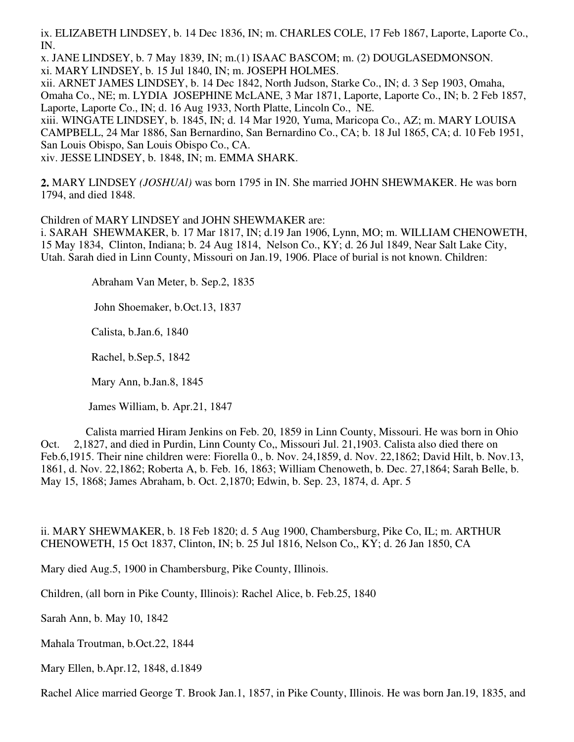ix. ELIZABETH LINDSEY, b. 14 Dec 1836, IN; m. CHARLES COLE, 17 Feb 1867, Laporte, Laporte Co., IN.
x. JANE LINDSEY, b. 7 May 1839, IN; m.(1) ISAAC BASCOM; m. (2) DOUGLASEDMONSON.
xi. MARY LINDSEY, b. 15 Jul 1840, IN; m. JOSEPH HOLMES.
xii. ARNET JAMES LINDSEY, b. 14 Dec 1842, North Judson, Starke Co., IN; d. 3 Sep 1903, Omaha, Omaha Co., NE; m. LYDIA JOSEPHINE McLANE, 3 Mar 1871, Laporte, Laporte Co., IN; b. 2 Feb 1857, Laporte, Laporte Co., IN; d. 16 Aug 1933, North Platte, Lincoln Co., NE.
xiii. WINGATE LINDSEY, b. 1845, IN; d. 14 Mar 1920, Yuma, Maricopa Co., AZ; m. MARY LOUISA CAMPBELL, 24 Mar 1886, San Bernardino, San Bernardino Co., CA; b. 18 Jul 1865, CA; d. 10 Feb 1951, San Louis Obispo, San Louis Obispo Co., CA.
xiv. JESSE LINDSEY, b. 1848, IN; m. EMMA SHARK.

**2.** MARY LINDSEY *(JOSHUAl)* was born 1795 in IN. She married JOHN SHEWMAKER. He was born 1794, and died 1848.

Children of MARY LINDSEY and JOHN SHEWMAKER are:
i. SARAH SHEWMAKER, b. 17 Mar 1817, IN; d.19 Jan 1906, Lynn, MO; m. WILLIAM CHENOWETH, 15 May 1834, Clinton, Indiana; b. 24 Aug 1814, Nelson Co., KY; d. 26 Jul 1849, Near Salt Lake City, Utah. Sarah died in Linn County, Missouri on Jan.19, 1906. Place of burial is not known. Children:

Abraham Van Meter, b. Sep.2, 1835

John Shoemaker, b.Oct.13, 1837

Calista, b.Jan.6, 1840

Rachel, b.Sep.5, 1842

Mary Ann, b.Jan.8, 1845

James William, b. Apr.21, 1847

Calista married Hiram Jenkins on Feb. 20, 1859 in Linn County, Missouri. He was born in Ohio Oct. 2,1827, and died in Purdin, Linn County Co,, Missouri Jul. 21,1903. Calista also died there on Feb.6,1915. Their nine children were: Fiorella 0., b. Nov. 24,1859, d. Nov. 22,1862; David Hilt, b. Nov.13, 1861, d. Nov. 22,1862; Roberta A, b. Feb. 16, 1863; William Chenoweth, b. Dec. 27,1864; Sarah Belle, b. May 15, 1868; James Abraham, b. Oct. 2,1870; Edwin, b. Sep. 23, 1874, d. Apr. 5

ii. MARY SHEWMAKER, b. 18 Feb 1820; d. 5 Aug 1900, Chambersburg, Pike Co, IL; m. ARTHUR CHENOWETH, 15 Oct 1837, Clinton, IN; b. 25 Jul 1816, Nelson Co,, KY; d. 26 Jan 1850, CA

Mary died Aug.5, 1900 in Chambersburg, Pike County, Illinois.

Children, (all born in Pike County, Illinois): Rachel Alice, b. Feb.25, 1840

Sarah Ann, b. May 10, 1842

Mahala Troutman, b.Oct.22, 1844

Mary Ellen, b.Apr.12, 1848, d.1849

Rachel Alice married George T. Brook Jan.1, 1857, in Pike County, Illinois. He was born Jan.19, 1835, and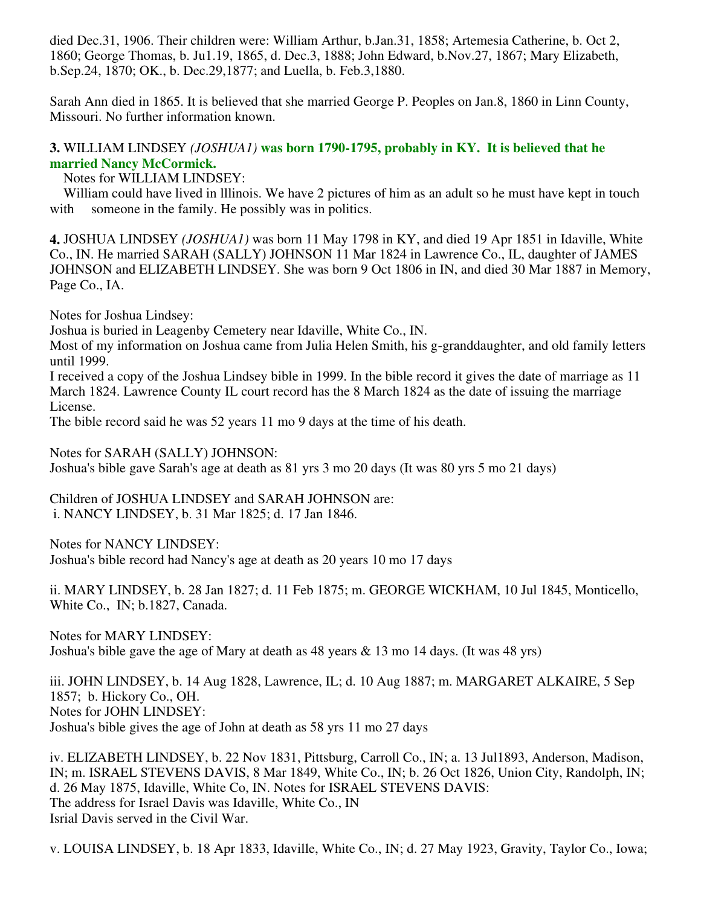died Dec.31, 1906. Their children were: William Arthur, b.Jan.31, 1858; Artemesia Catherine, b. Oct 2, 1860; George Thomas, b. Ju1.19, 1865, d. Dec.3, 1888; John Edward, b.Nov.27, 1867; Mary Elizabeth, b.Sep.24, 1870; OK., b. Dec.29,1877; and Luella, b. Feb.3,1880.

Sarah Ann died in 1865. It is believed that she married George P. Peoples on Jan.8, 1860 in Linn County, Missouri. No further information known.

**3.** WILLIAM LINDSEY *(JOSHUA1)* **was born 1790-1795, probably in KY. It is believed that he married Nancy McCormick.**

Notes for WILLIAM LINDSEY:

William could have lived in lllinois. We have 2 pictures of him as an adult so he must have kept in touch with someone in the family. He possibly was in politics.

**4.** JOSHUA LINDSEY *(JOSHUA1)* was born 11 May 1798 in KY, and died 19 Apr 1851 in Idaville, White Co., IN. He married SARAH (SALLY) JOHNSON 11 Mar 1824 in Lawrence Co., IL, daughter of JAMES JOHNSON and ELIZABETH LINDSEY. She was born 9 Oct 1806 in IN, and died 30 Mar 1887 in Memory, Page Co., IA.

Notes for Joshua Lindsey:
Joshua is buried in Leagenby Cemetery near Idaville, White Co., IN.
Most of my information on Joshua came from Julia Helen Smith, his g-granddaughter, and old family letters until 1999.
I received a copy of the Joshua Lindsey bible in 1999. In the bible record it gives the date of marriage as 11 March 1824. Lawrence County IL court record has the 8 March 1824 as the date of issuing the marriage License.
The bible record said he was 52 years 11 mo 9 days at the time of his death.

Notes for SARAH (SALLY) JOHNSON:
Joshua's bible gave Sarah's age at death as 81 yrs 3 mo 20 days (It was 80 yrs 5 mo 21 days)

Children of JOSHUA LINDSEY and SARAH JOHNSON are:
i. NANCY LINDSEY, b. 31 Mar 1825; d. 17 Jan 1846.

Notes for NANCY LINDSEY:
Joshua's bible record had Nancy's age at death as 20 years 10 mo 17 days

ii. MARY LINDSEY, b. 28 Jan 1827; d. 11 Feb 1875; m. GEORGE WICKHAM, 10 Jul 1845, Monticello, White Co., IN; b.1827, Canada.

Notes for MARY LINDSEY:
Joshua's bible gave the age of Mary at death as 48 years & 13 mo 14 days. (It was 48 yrs)

iii. JOHN LINDSEY, b. 14 Aug 1828, Lawrence, IL; d. 10 Aug 1887; m. MARGARET ALKAIRE, 5 Sep 1857; b. Hickory Co., OH.
Notes for JOHN LINDSEY:
Joshua's bible gives the age of John at death as 58 yrs 11 mo 27 days

iv. ELIZABETH LINDSEY, b. 22 Nov 1831, Pittsburg, Carroll Co., IN; a. 13 Jul1893, Anderson, Madison, IN; m. ISRAEL STEVENS DAVIS, 8 Mar 1849, White Co., IN; b. 26 Oct 1826, Union City, Randolph, IN; d. 26 May 1875, Idaville, White Co, IN. Notes for ISRAEL STEVENS DAVIS:
The address for Israel Davis was Idaville, White Co., IN
Isrial Davis served in the Civil War.

v. LOUISA LINDSEY, b. 18 Apr 1833, Idaville, White Co., IN; d. 27 May 1923, Gravity, Taylor Co., Iowa;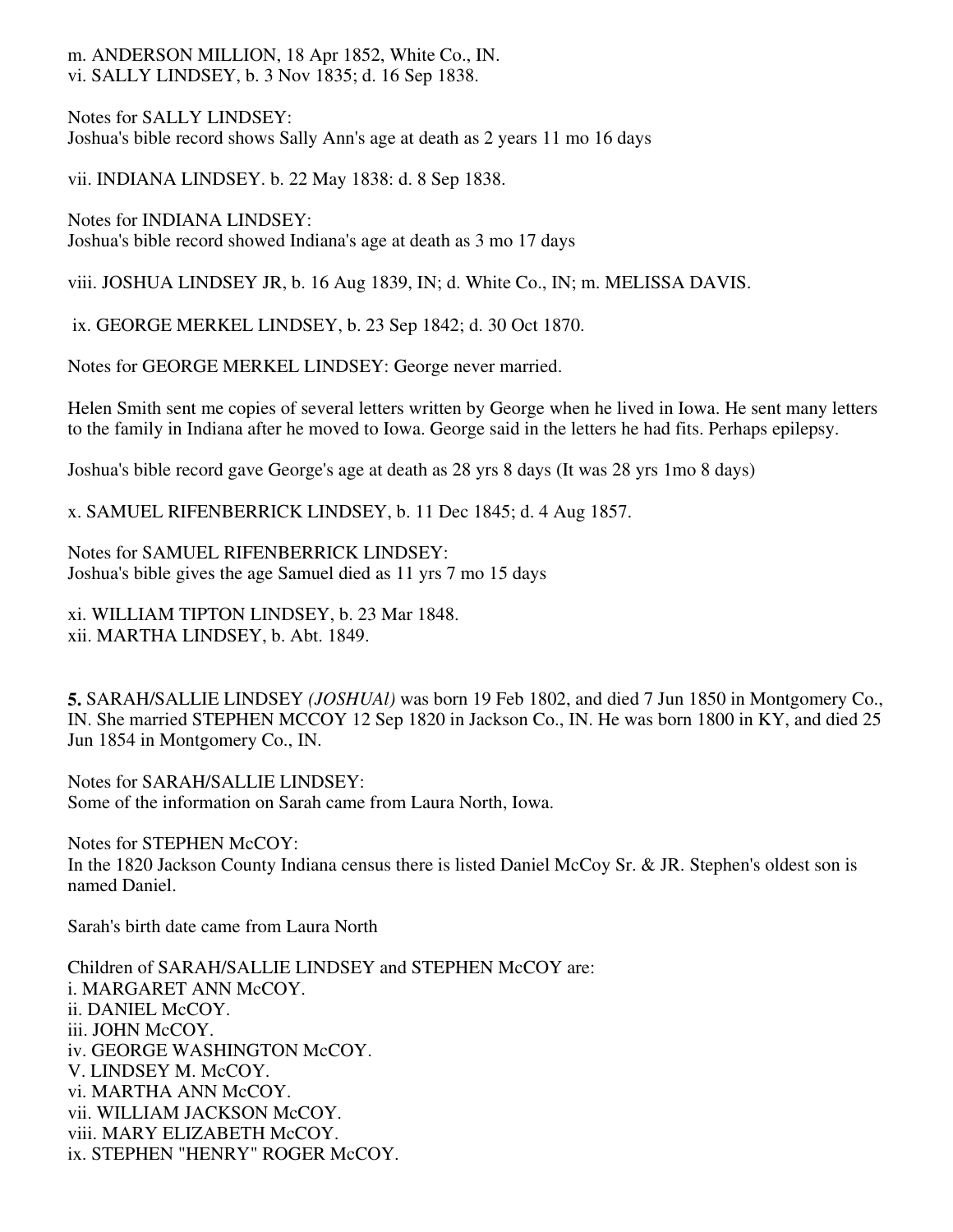m. ANDERSON MILLION, 18 Apr 1852, White Co., IN.
vi. SALLY LINDSEY, b. 3 Nov 1835; d. 16 Sep 1838.

Notes for SALLY LINDSEY:
Joshua's bible record shows Sally Ann's age at death as 2 years 11 mo 16 days

vii. INDIANA LINDSEY. b. 22 May 1838: d. 8 Sep 1838.

Notes for INDIANA LINDSEY:
Joshua's bible record showed Indiana's age at death as 3 mo 17 days

viii. JOSHUA LINDSEY JR, b. 16 Aug 1839, IN; d. White Co., IN; m. MELISSA DAVIS.

ix. GEORGE MERKEL LINDSEY, b. 23 Sep 1842; d. 30 Oct 1870.

Notes for GEORGE MERKEL LINDSEY: George never married.

Helen Smith sent me copies of several letters written by George when he lived in Iowa. He sent many letters to the family in Indiana after he moved to Iowa. George said in the letters he had fits. Perhaps epilepsy.

Joshua's bible record gave George's age at death as 28 yrs 8 days (It was 28 yrs 1mo 8 days)

x. SAMUEL RIFENBERRICK LINDSEY, b. 11 Dec 1845; d. 4 Aug 1857.

Notes for SAMUEL RIFENBERRICK LINDSEY:
Joshua's bible gives the age Samuel died as 11 yrs 7 mo 15 days

xi. WILLIAM TIPTON LINDSEY, b. 23 Mar 1848.
xii. MARTHA LINDSEY, b. Abt. 1849.

**5.** SARAH/SALLIE LINDSEY *(JOSHUA1)* was born 19 Feb 1802, and died 7 Jun 1850 in Montgomery Co., IN. She married STEPHEN MCCOY 12 Sep 1820 in Jackson Co., IN. He was born 1800 in KY, and died 25 Jun 1854 in Montgomery Co., IN.

Notes for SARAH/SALLIE LINDSEY:
Some of the information on Sarah came from Laura North, Iowa.

Notes for STEPHEN McCOY:
In the 1820 Jackson County Indiana census there is listed Daniel McCoy Sr. & JR. Stephen's oldest son is named Daniel.

Sarah's birth date came from Laura North

Children of SARAH/SALLIE LINDSEY and STEPHEN McCOY are:
i. MARGARET ANN McCOY.
ii. DANIEL McCOY.
iii. JOHN McCOY.
iv. GEORGE WASHINGTON McCOY.
V. LINDSEY M. McCOY.
vi. MARTHA ANN McCOY.
vii. WILLIAM JACKSON McCOY.
viii. MARY ELIZABETH McCOY.
ix. STEPHEN "HENRY" ROGER McCOY.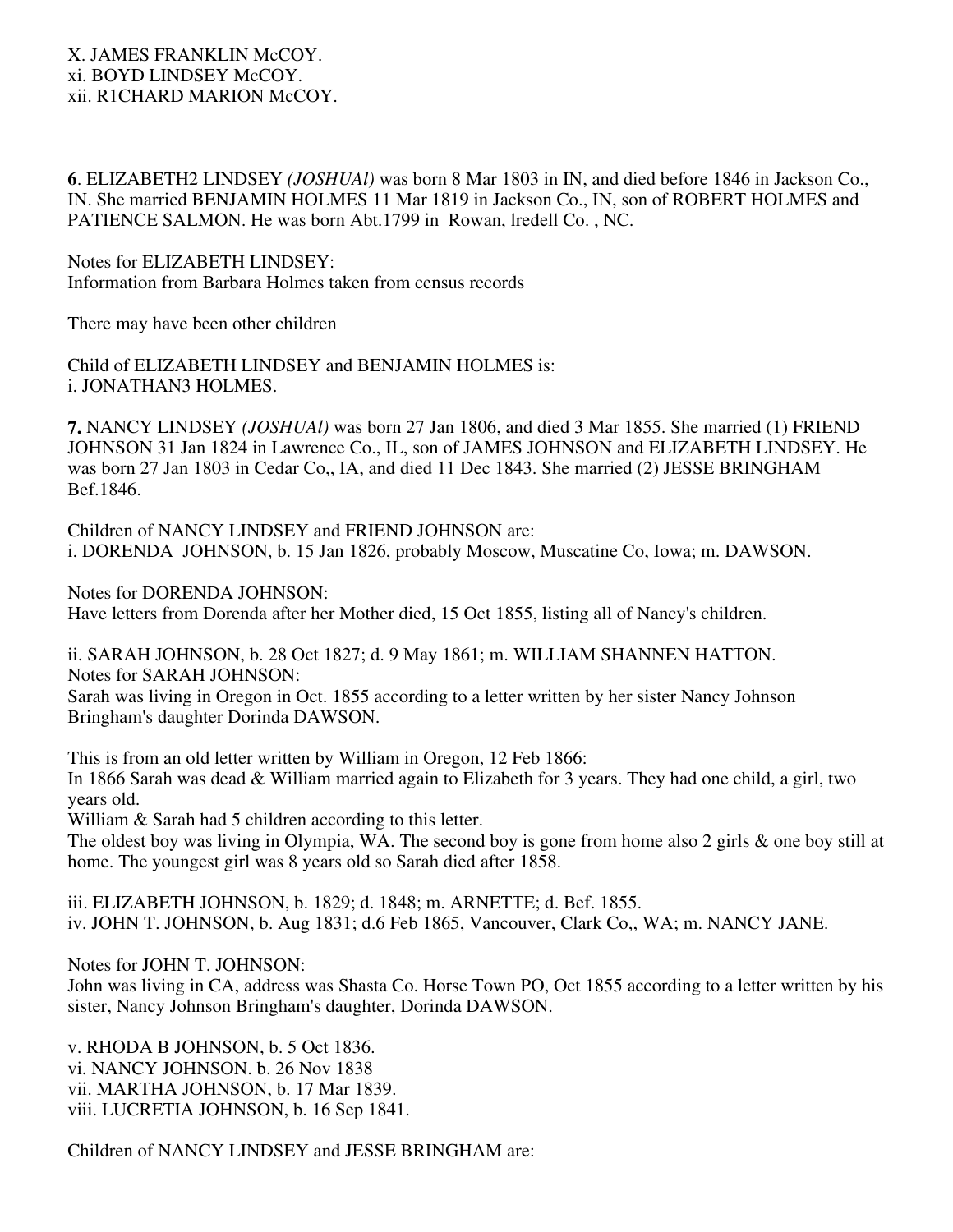X. JAMES FRANKLIN McCOY.
xi. BOYD LINDSEY McCOY.
xii. R1CHARD MARION McCOY.

**6**. ELIZABETH2 LINDSEY *(JOSHUAl)* was born 8 Mar 1803 in IN, and died before 1846 in Jackson Co., IN. She married BENJAMIN HOLMES 11 Mar 1819 in Jackson Co., IN, son of ROBERT HOLMES and PATIENCE SALMON. He was born Abt.1799 in Rowan, lredell Co. , NC.

Notes for ELIZABETH LINDSEY:
Information from Barbara Holmes taken from census records

There may have been other children

Child of ELIZABETH LINDSEY and BENJAMIN HOLMES is:
i. JONATHAN3 HOLMES.

**7.** NANCY LINDSEY *(JOSHUAl)* was born 27 Jan 1806, and died 3 Mar 1855. She married (1) FRIEND JOHNSON 31 Jan 1824 in Lawrence Co., IL, son of JAMES JOHNSON and ELIZABETH LINDSEY. He was born 27 Jan 1803 in Cedar Co,, IA, and died 11 Dec 1843. She married (2) JESSE BRINGHAM Bef.1846.

Children of NANCY LINDSEY and FRIEND JOHNSON are:
i. DORENDA JOHNSON, b. 15 Jan 1826, probably Moscow, Muscatine Co Iowa; m. DAWSON.

Notes for DORENDA JOHNSON:
Have letters from Dorenda after her Mother died, 15 Oct 1855, listing all of Nancy's children.

ii. SARAH JOHNSON, b. 28 Oct 1827; d. 9 May 1861; m. WILLIAM SHANNEN HATTON.
Notes for SARAH JOHNSON:
Sarah was living in Oregon in Oct. 1855 according to a letter written by her sister Nancy Johnson Bringham's daughter Dorinda DAWSON.

This is from an old letter written by William in Oregon, 12 Feb 1866:
In 1866 Sarah was dead & William married again to Elizabeth for 3 years. They had one child, a girl, two years old.
William & Sarah had 5 children according to this letter.
The oldest boy was living in Olympia, WA. The second boy is gone from home also 2 girls & one boy still at home. The youngest girl was 8 years old so Sarah died after 1858.

iii. ELIZABETH JOHNSON, b. 1829; d. 1848; m. ARNETTE; d. Bef. 1855.
iv. JOHN T. JOHNSON, b. Aug 1831; d.6 Feb 1865, Vancouver, Clark Co,, WA; m. NANCY JANE.

Notes for JOHN T. JOHNSON:
John was living in CA, address was Shasta Co. Horse Town PO, Oct 1855 according to a letter written by his sister, Nancy Johnson Bringham's daughter, Dorinda DAWSON.

v. RHODA B JOHNSON, b. 5 Oct 1836.
vi. NANCY JOHNSON. b. 26 Nov 1838
vii. MARTHA JOHNSON, b. 17 Mar 1839.
viii. LUCRETIA JOHNSON, b. 16 Sep 1841.

Children of NANCY LINDSEY and JESSE BRINGHAM are: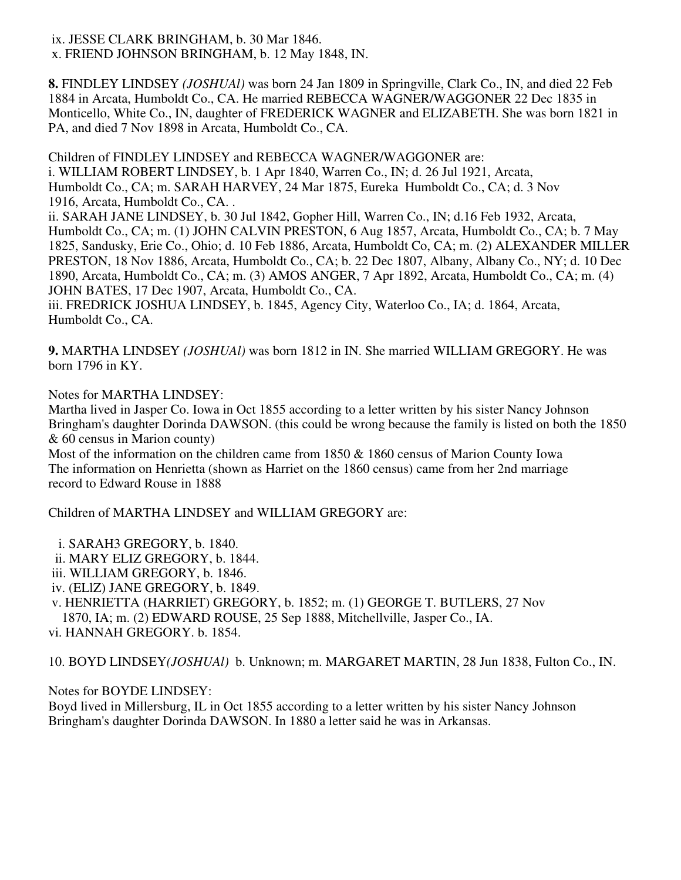ix. JESSE CLARK BRINGHAM, b. 30 Mar 1846.
x. FRIEND JOHNSON BRINGHAM, b. 12 May 1848, IN.

**8.** FINDLEY LINDSEY *(JOSHUA1)* was born 24 Jan 1809 in Springville, Clark Co., IN, and died 22 Feb 1884 in Arcata, Humboldt Co., CA. He married REBECCA WAGNER/WAGGONER 22 Dec 1835 in Monticello, White Co., IN, daughter of FREDERICK WAGNER and ELIZABETH. She was born 1821 in PA, and died 7 Nov 1898 in Arcata, Humboldt Co., CA.

Children of FINDLEY LINDSEY and REBECCA WAGNER/WAGGONER are:
i. WILLIAM ROBERT LINDSEY, b. 1 Apr 1840, Warren Co., IN; d. 26 Jul 1921, Arcata, Humboldt Co., CA; m. SARAH HARVEY, 24 Mar 1875, Eureka Humboldt Co., CA; d. 3 Nov 1916, Arcata, Humboldt Co., CA. .
ii. SARAH JANE LINDSEY, b. 30 Jul 1842, Gopher Hill, Warren Co., IN; d.16 Feb 1932, Arcata, Humboldt Co., CA; m. (1) JOHN CALVIN PRESTON, 6 Aug 1857, Arcata, Humboldt Co., CA; b. 7 May 1825, Sandusky, Erie Co., Ohio; d. 10 Feb 1886, Arcata, Humboldt Co, CA; m. (2) ALEXANDER MILLER PRESTON, 18 Nov 1886, Arcata, Humboldt Co., CA; b. 22 Dec 1807, Albany, Albany Co., NY; d. 10 Dec 1890, Arcata, Humboldt Co., CA; m. (3) AMOS ANGER, 7 Apr 1892, Arcata, Humboldt Co., CA; m. (4) JOHN BATES, 17 Dec 1907, Arcata, Humboldt Co., CA.
iii. FREDRICK JOSHUA LINDSEY, b. 1845, Agency City, Waterloo Co., IA; d. 1864, Arcata, Humboldt Co., CA.

**9.** MARTHA LINDSEY *(JOSHUA1)* was born 1812 in IN. She married WILLIAM GREGORY. He was born 1796 in KY.

Notes for MARTHA LINDSEY:
Martha lived in Jasper Co. Iowa in Oct 1855 according to a letter written by his sister Nancy Johnson Bringham's daughter Dorinda DAWSON. (this could be wrong because the family is listed on both the 1850 & 60 census in Marion county)
Most of the information on the children came from 1850 & 1860 census of Marion County Iowa
The information on Henrietta (shown as Harriet on the 1860 census) came from her 2nd marriage record to Edward Rouse in 1888

Children of MARTHA LINDSEY and WILLIAM GREGORY are:

i. SARAH3 GREGORY, b. 1840.
ii. MARY ELIZ GREGORY, b. 1844.
iii. WILLIAM GREGORY, b. 1846.
iv. (ELIZ) JANE GREGORY, b. 1849.
v. HENRIETTA (HARRIET) GREGORY, b. 1852; m. (1) GEORGE T. BUTLERS, 27 Nov 1870, IA; m. (2) EDWARD ROUSE, 25 Sep 1888, Mitchellville, Jasper Co., IA.
vi. HANNAH GREGORY. b. 1854.

10. BOYD LINDSEY*(JOSHUA1)* b. Unknown; m. MARGARET MARTIN, 28 Jun 1838, Fulton Co., IN.

Notes for BOYDE LINDSEY:
Boyd lived in Millersburg, IL in Oct 1855 according to a letter written by his sister Nancy Johnson Bringham's daughter Dorinda DAWSON. In 1880 a letter said he was in Arkansas.